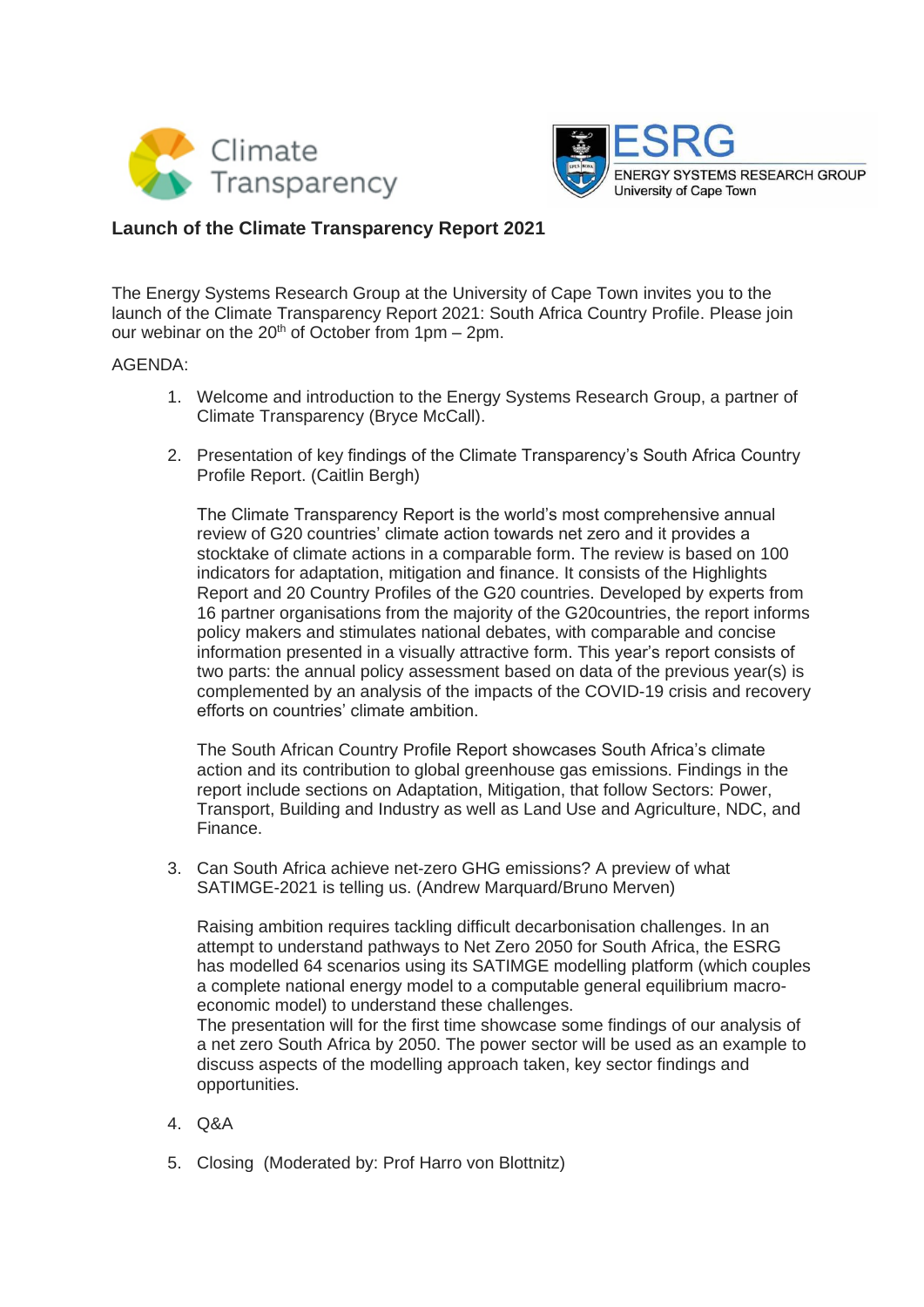Climate Transparency

ESRG
ENERGY SYSTEMS RESEARCH GROUP
University of Cape Town

## Launch of the Climate Transparency Report 2021

The Energy Systems Research Group at the University of Cape Town invites you to the launch of the Climate Transparency Report 2021: South Africa Country Profile. Please join our webinar on the 20th of October from 1pm – 2pm.

AGENDA:

1. Welcome and introduction to the Energy Systems Research Group, a partner of Climate Transparency (Bryce McCall).

2. Presentation of key findings of the Climate Transparency's South Africa Country Profile Report. (Caitlin Bergh)

   The Climate Transparency Report is the world's most comprehensive annual review of G20 countries' climate action towards net zero and it provides a stocktake of climate actions in a comparable form. The review is based on 100 indicators for adaptation, mitigation and finance. It consists of the Highlights Report and 20 Country Profiles of the G20 countries. Developed by experts from 16 partner organisations from the majority of the G20countries, the report informs policy makers and stimulates national debates, with comparable and concise information presented in a visually attractive form. This year's report consists of two parts: the annual policy assessment based on data of the previous year(s) is complemented by an analysis of the impacts of the COVID-19 crisis and recovery efforts on countries' climate ambition.

   The South African Country Profile Report showcases South Africa's climate action and its contribution to global greenhouse gas emissions. Findings in the report include sections on Adaptation, Mitigation, that follow Sectors: Power, Transport, Building and Industry as well as Land Use and Agriculture, NDC, and Finance.

3. Can South Africa achieve net-zero GHG emissions? A preview of what SATIMGE-2021 is telling us. (Andrew Marquard/Bruno Merven)

   Raising ambition requires tackling difficult decarbonisation challenges. In an attempt to understand pathways to Net Zero 2050 for South Africa, the ESRG has modelled 64 scenarios using its SATIMGE modelling platform (which couples a complete national energy model to a computable general equilibrium macro-economic model) to understand these challenges.
   The presentation will for the first time showcase some findings of our analysis of a net zero South Africa by 2050. The power sector will be used as an example to discuss aspects of the modelling approach taken, key sector findings and opportunities.

4. Q&A

5. Closing (Moderated by: Prof Harro von Blottnitz)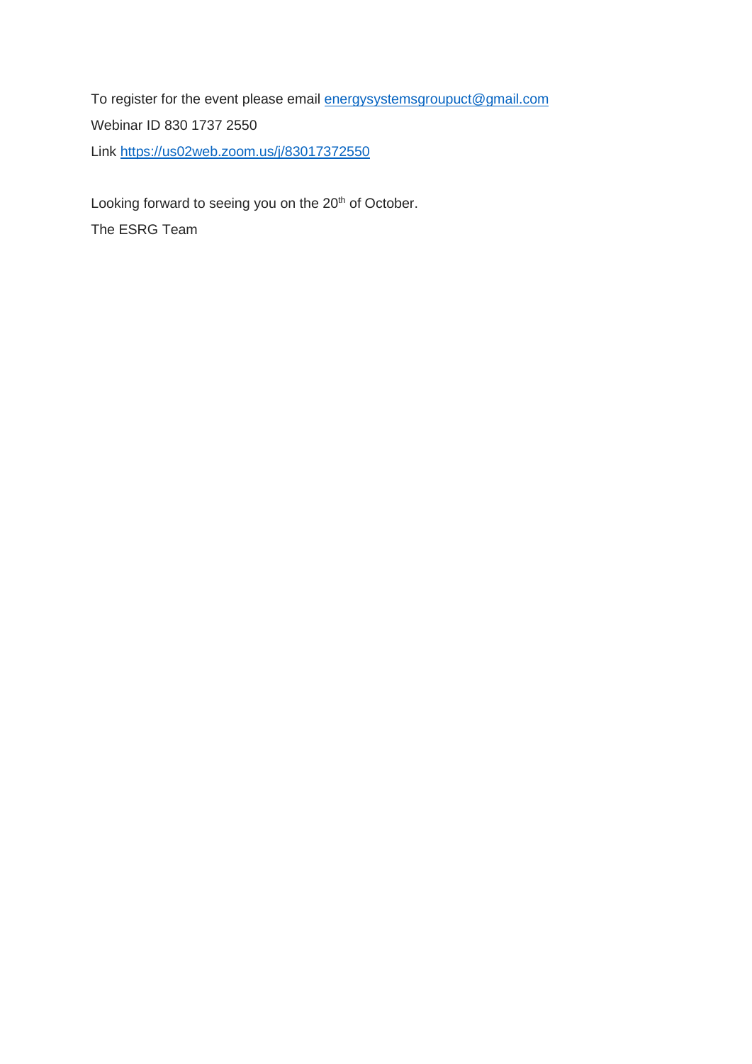To register for the event please email energysystemsgroupuct@gmail.com

Webinar ID 830 1737 2550

Link https://us02web.zoom.us/j/83017372550

Looking forward to seeing you on the 20th of October.

The ESRG Team